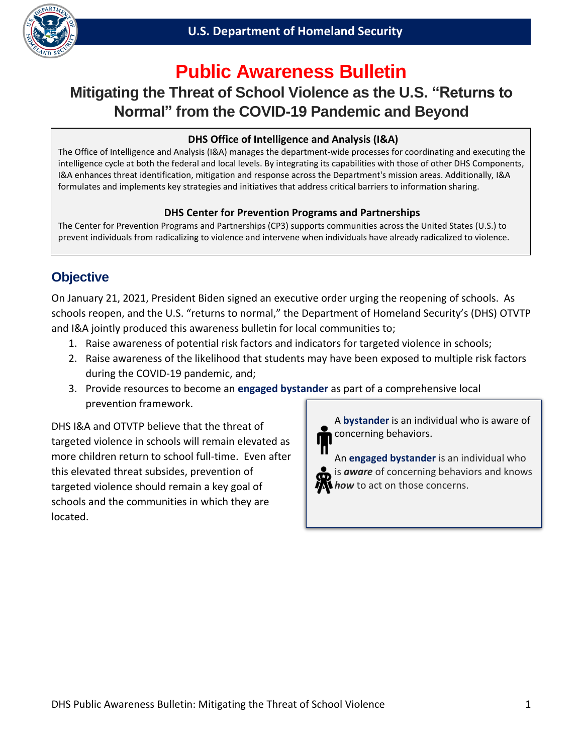U.S. Department of Homeland Security

# Public Awareness Bulletin

## Mitigating the Threat of School Violence as the U.S. "Returns to Normal" from the COVID-19 Pandemic and Beyond

**DHS Office of Intelligence and Analysis (I&A)**

The Office of Intelligence and Analysis (I&A) manages the department-wide processes for coordinating and executing the intelligence cycle at both the federal and local levels. By integrating its capabilities with those of other DHS Components, I&A enhances threat identification, mitigation and response across the Department's mission areas. Additionally, I&A formulates and implements key strategies and initiatives that address critical barriers to information sharing.

**DHS Center for Prevention Programs and Partnerships**

The Center for Prevention Programs and Partnerships (CP3) supports communities across the United States (U.S.) to prevent individuals from radicalizing to violence and intervene when individuals have already radicalized to violence.

## Objective

On January 21, 2021, President Biden signed an executive order urging the reopening of schools. As schools reopen, and the U.S. "returns to normal," the Department of Homeland Security's (DHS) OTVTP and I&A jointly produced this awareness bulletin for local communities to;

1. Raise awareness of potential risk factors and indicators for targeted violence in schools;
2. Raise awareness of the likelihood that students may have been exposed to multiple risk factors during the COVID-19 pandemic, and;
3. Provide resources to become an **engaged bystander** as part of a comprehensive local prevention framework.

DHS I&A and OTVTP believe that the threat of targeted violence in schools will remain elevated as more children return to school full-time. Even after this elevated threat subsides, prevention of targeted violence should remain a key goal of schools and the communities in which they are located.

> A **bystander** is an individual who is aware of concerning behaviors.
>
> An **engaged bystander** is an individual who is ***aware*** of concerning behaviors and knows ***how*** to act on those concerns.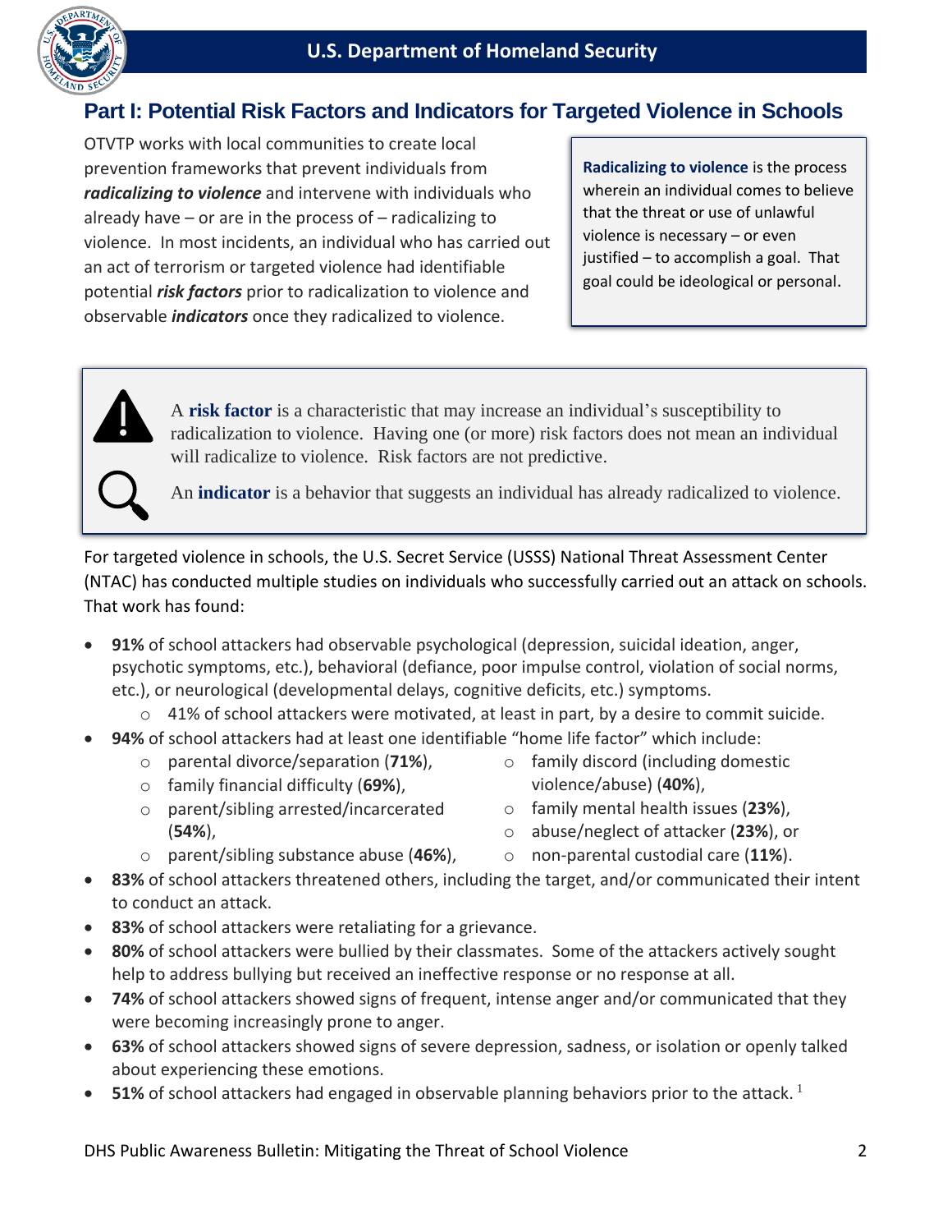## Part I: Potential Risk Factors and Indicators for Targeted Violence in Schools

OTVTP works with local communities to create local prevention frameworks that prevent individuals from ***radicalizing to violence*** and intervene with individuals who already have – or are in the process of – radicalizing to violence. In most incidents, an individual who has carried out an act of terrorism or targeted violence had identifiable potential ***risk factors*** prior to radicalization to violence and observable ***indicators*** once they radicalized to violence.

**Radicalizing to violence** is the process wherein an individual comes to believe that the threat or use of unlawful violence is necessary – or even justified – to accomplish a goal. That goal could be ideological or personal.

A **risk factor** is a characteristic that may increase an individual's susceptibility to radicalization to violence. Having one (or more) risk factors does not mean an individual will radicalize to violence. Risk factors are not predictive.

An **indicator** is a behavior that suggests an individual has already radicalized to violence.

For targeted violence in schools, the U.S. Secret Service (USSS) National Threat Assessment Center (NTAC) has conducted multiple studies on individuals who successfully carried out an attack on schools. That work has found:

- **91%** of school attackers had observable psychological (depression, suicidal ideation, anger, psychotic symptoms, etc.), behavioral (defiance, poor impulse control, violation of social norms, etc.), or neurological (developmental delays, cognitive deficits, etc.) symptoms.
  - 41% of school attackers were motivated, at least in part, by a desire to commit suicide.
- **94%** of school attackers had at least one identifiable "home life factor" which include:
  - parental divorce/separation (**71%**),
  - family financial difficulty (**69%**),
  - parent/sibling arrested/incarcerated (**54%**),
  - parent/sibling substance abuse (**46%**),
  - family discord (including domestic violence/abuse) (**40%**),
  - family mental health issues (**23%**),
  - abuse/neglect of attacker (**23%**), or
  - non-parental custodial care (**11%**).
- **83%** of school attackers threatened others, including the target, and/or communicated their intent to conduct an attack.
- **83%** of school attackers were retaliating for a grievance.
- **80%** of school attackers were bullied by their classmates. Some of the attackers actively sought help to address bullying but received an ineffective response or no response at all.
- **74%** of school attackers showed signs of frequent, intense anger and/or communicated that they were becoming increasingly prone to anger.
- **63%** of school attackers showed signs of severe depression, sadness, or isolation or openly talked about experiencing these emotions.
- **51%** of school attackers had engaged in observable planning behaviors prior to the attack. [1]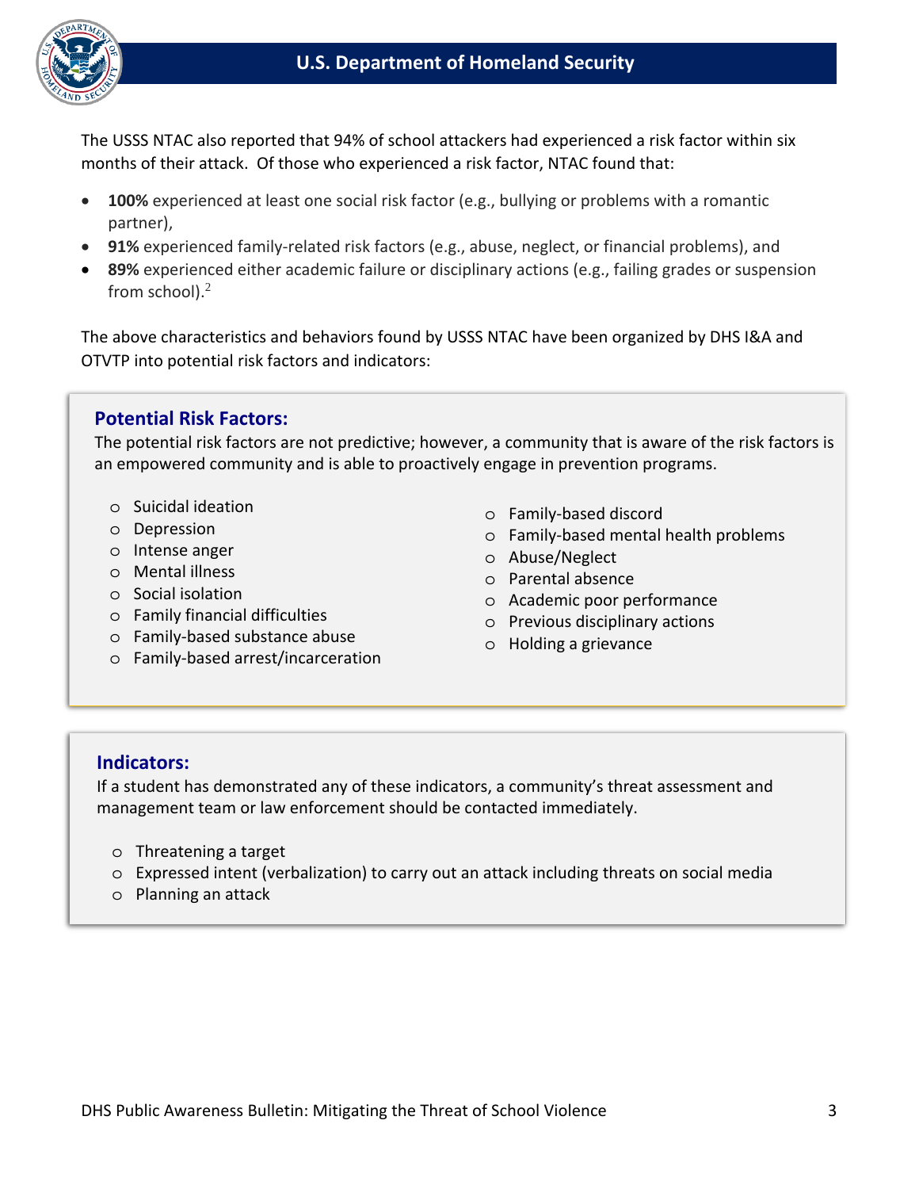The USSS NTAC also reported that 94% of school attackers had experienced a risk factor within six months of their attack. Of those who experienced a risk factor, NTAC found that:

- **100%** experienced at least one social risk factor (e.g., bullying or problems with a romantic partner),
- **91%** experienced family-related risk factors (e.g., abuse, neglect, or financial problems), and
- **89%** experienced either academic failure or disciplinary actions (e.g., failing grades or suspension from school).[2]

The above characteristics and behaviors found by USSS NTAC have been organized by DHS I&A and OTVTP into potential risk factors and indicators:

### Potential Risk Factors:

The potential risk factors are not predictive; however, a community that is aware of the risk factors is an empowered community and is able to proactively engage in prevention programs.

- Suicidal ideation
- Depression
- Intense anger
- Mental illness
- Social isolation
- Family financial difficulties
- Family-based substance abuse
- Family-based arrest/incarceration
- Family-based discord
- Family-based mental health problems
- Abuse/Neglect
- Parental absence
- Academic poor performance
- Previous disciplinary actions
- Holding a grievance

### Indicators:

If a student has demonstrated any of these indicators, a community's threat assessment and management team or law enforcement should be contacted immediately.

- Threatening a target
- Expressed intent (verbalization) to carry out an attack including threats on social media
- Planning an attack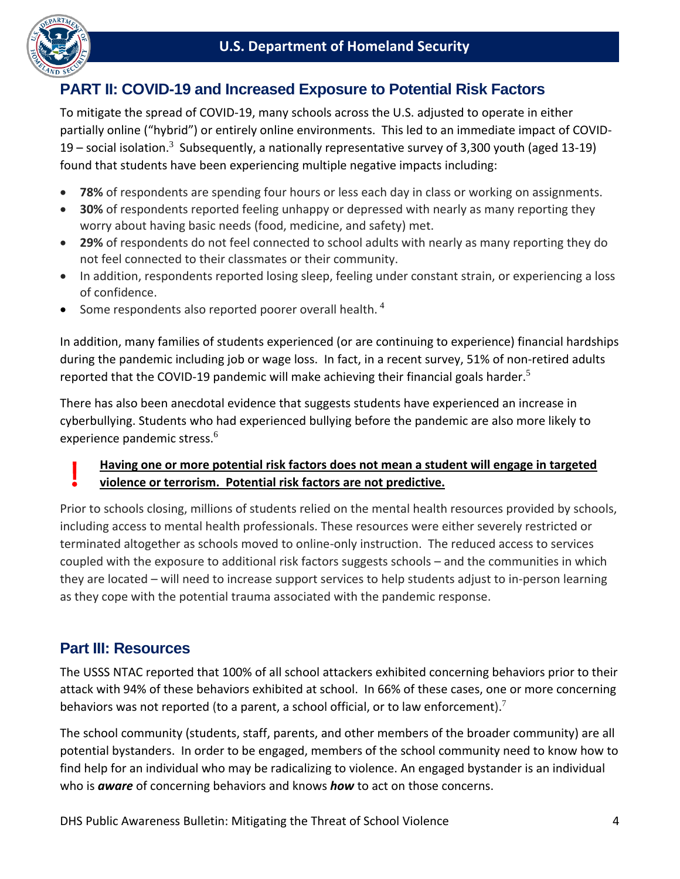## PART II: COVID-19 and Increased Exposure to Potential Risk Factors

To mitigate the spread of COVID-19, many schools across the U.S. adjusted to operate in either partially online ("hybrid") or entirely online environments. This led to an immediate impact of COVID-19 – social isolation.[3] Subsequently, a nationally representative survey of 3,300 youth (aged 13-19) found that students have been experiencing multiple negative impacts including:

- **78%** of respondents are spending four hours or less each day in class or working on assignments.
- **30%** of respondents reported feeling unhappy or depressed with nearly as many reporting they worry about having basic needs (food, medicine, and safety) met.
- **29%** of respondents do not feel connected to school adults with nearly as many reporting they do not feel connected to their classmates or their community.
- In addition, respondents reported losing sleep, feeling under constant strain, or experiencing a loss of confidence.
- Some respondents also reported poorer overall health. [4]

In addition, many families of students experienced (or are continuing to experience) financial hardships during the pandemic including job or wage loss. In fact, in a recent survey, 51% of non-retired adults reported that the COVID-19 pandemic will make achieving their financial goals harder.[5]

There has also been anecdotal evidence that suggests students have experienced an increase in cyberbullying. Students who had experienced bullying before the pandemic are also more likely to experience pandemic stress.[6]

**! Having one or more potential risk factors does not mean a student will engage in targeted violence or terrorism. Potential risk factors are not predictive.**

Prior to schools closing, millions of students relied on the mental health resources provided by schools, including access to mental health professionals. These resources were either severely restricted or terminated altogether as schools moved to online-only instruction. The reduced access to services coupled with the exposure to additional risk factors suggests schools – and the communities in which they are located – will need to increase support services to help students adjust to in-person learning as they cope with the potential trauma associated with the pandemic response.

## Part III: Resources

The USSS NTAC reported that 100% of all school attackers exhibited concerning behaviors prior to their attack with 94% of these behaviors exhibited at school. In 66% of these cases, one or more concerning behaviors was not reported (to a parent, a school official, or to law enforcement).[7]

The school community (students, staff, parents, and other members of the broader community) are all potential bystanders. In order to be engaged, members of the school community need to know how to find help for an individual who may be radicalizing to violence. An engaged bystander is an individual who is ***aware*** of concerning behaviors and knows ***how*** to act on those concerns.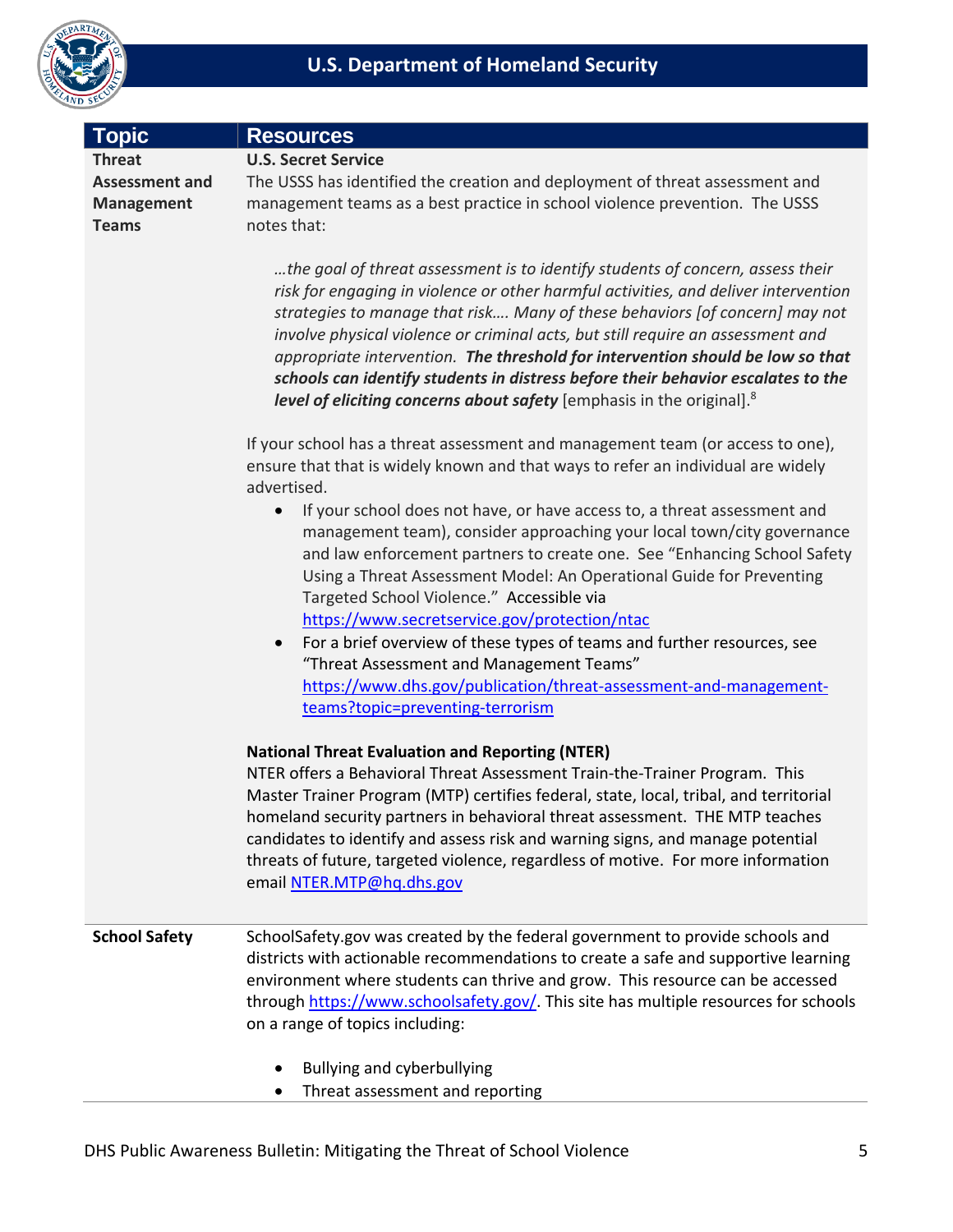| Topic | Resources |
|---|---|
| **Threat Assessment and Management Teams** | **U.S. Secret Service**<br>The USSS has identified the creation and deployment of threat assessment and management teams as a best practice in school violence prevention. The USSS notes that:<br><br>*…the goal of threat assessment is to identify students of concern, assess their risk for engaging in violence or other harmful activities, and deliver intervention strategies to manage that risk…. Many of these behaviors [of concern] may not involve physical violence or criminal acts, but still require an assessment and appropriate intervention.* ***The threshold for intervention should be low so that schools can identify students in distress before their behavior escalates to the level of eliciting concerns about safety*** [emphasis in the original].[8]<br><br>If your school has a threat assessment and management team (or access to one), ensure that that is widely known and that ways to refer an individual are widely advertised.<br>• If your school does not have, or have access to, a threat assessment and management team), consider approaching your local town/city governance and law enforcement partners to create one. See "Enhancing School Safety Using a Threat Assessment Model: An Operational Guide for Preventing Targeted School Violence." Accessible via https://www.secretservice.gov/protection/ntac<br>• For a brief overview of these types of teams and further resources, see "Threat Assessment and Management Teams" https://www.dhs.gov/publication/threat-assessment-and-management-teams?topic=preventing-terrorism<br><br>**National Threat Evaluation and Reporting (NTER)**<br>NTER offers a Behavioral Threat Assessment Train-the-Trainer Program. This Master Trainer Program (MTP) certifies federal, state, local, tribal, and territorial homeland security partners in behavioral threat assessment. THE MTP teaches candidates to identify and assess risk and warning signs, and manage potential threats of future, targeted violence, regardless of motive. For more information email NTER.MTP@hq.dhs.gov |
| **School Safety** | SchoolSafety.gov was created by the federal government to provide schools and districts with actionable recommendations to create a safe and supportive learning environment where students can thrive and grow. This resource can be accessed through https://www.schoolsafety.gov/. This site has multiple resources for schools on a range of topics including:<br><br>• Bullying and cyberbullying<br>• Threat assessment and reporting |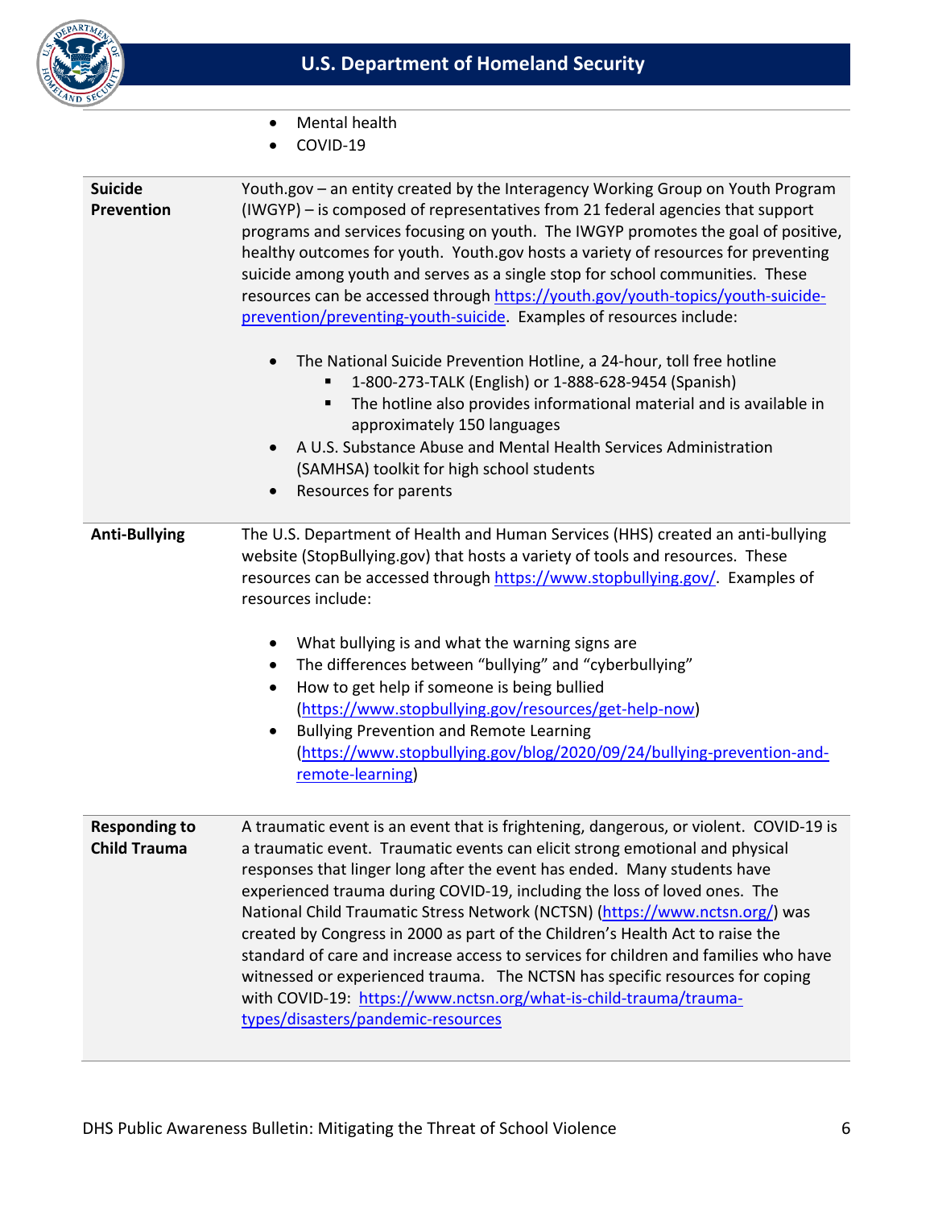- Mental health
- COVID-19

| | |
|---|---|
| **Suicide Prevention** | Youth.gov – an entity created by the Interagency Working Group on Youth Program (IWGYP) – is composed of representatives from 21 federal agencies that support programs and services focusing on youth. The IWGYP promotes the goal of positive, healthy outcomes for youth. Youth.gov hosts a variety of resources for preventing suicide among youth and serves as a single stop for school communities. These resources can be accessed through https://youth.gov/youth-topics/youth-suicide-prevention/preventing-youth-suicide. Examples of resources include:<br><br>• The National Suicide Prevention Hotline, a 24-hour, toll free hotline<br>&nbsp;&nbsp;&nbsp;&nbsp;▪ 1-800-273-TALK (English) or 1-888-628-9454 (Spanish)<br>&nbsp;&nbsp;&nbsp;&nbsp;▪ The hotline also provides informational material and is available in approximately 150 languages<br>• A U.S. Substance Abuse and Mental Health Services Administration (SAMHSA) toolkit for high school students<br>• Resources for parents |
| **Anti-Bullying** | The U.S. Department of Health and Human Services (HHS) created an anti-bullying website (StopBullying.gov) that hosts a variety of tools and resources. These resources can be accessed through https://www.stopbullying.gov/. Examples of resources include:<br><br>• What bullying is and what the warning signs are<br>• The differences between "bullying" and "cyberbullying"<br>• How to get help if someone is being bullied (https://www.stopbullying.gov/resources/get-help-now)<br>• Bullying Prevention and Remote Learning (https://www.stopbullying.gov/blog/2020/09/24/bullying-prevention-and-remote-learning) |
| **Responding to Child Trauma** | A traumatic event is an event that is frightening, dangerous, or violent. COVID-19 is a traumatic event. Traumatic events can elicit strong emotional and physical responses that linger long after the event has ended. Many students have experienced trauma during COVID-19, including the loss of loved ones. The National Child Traumatic Stress Network (NCTSN) (https://www.nctsn.org/) was created by Congress in 2000 as part of the Children's Health Act to raise the standard of care and increase access to services for children and families who have witnessed or experienced trauma. The NCTSN has specific resources for coping with COVID-19: https://www.nctsn.org/what-is-child-trauma/trauma-types/disasters/pandemic-resources |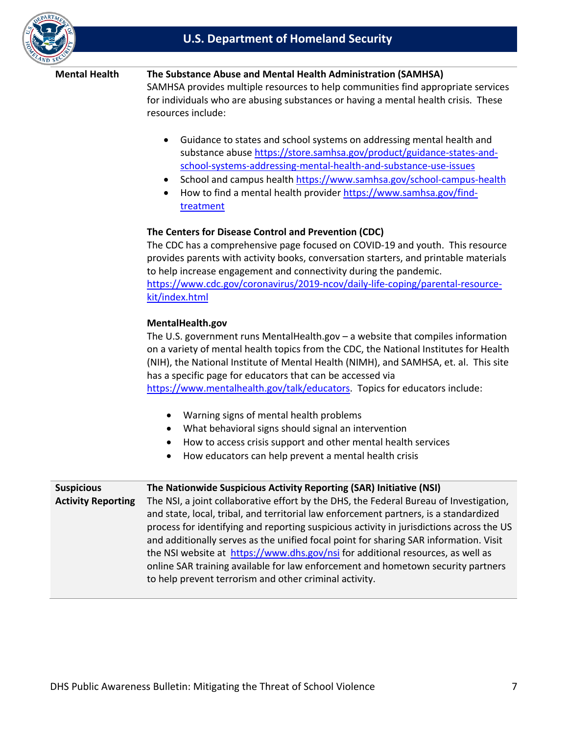## Mental Health

### The Substance Abuse and Mental Health Administration (SAMHSA)

SAMHSA provides multiple resources to help communities find appropriate services for individuals who are abusing substances or having a mental health crisis. These resources include:

- Guidance to states and school systems on addressing mental health and substance abuse https://store.samhsa.gov/product/guidance-states-and-school-systems-addressing-mental-health-and-substance-use-issues
- School and campus health https://www.samhsa.gov/school-campus-health
- How to find a mental health provider https://www.samhsa.gov/find-treatment

### The Centers for Disease Control and Prevention (CDC)

The CDC has a comprehensive page focused on COVID-19 and youth. This resource provides parents with activity books, conversation starters, and printable materials to help increase engagement and connectivity during the pandemic. https://www.cdc.gov/coronavirus/2019-ncov/daily-life-coping/parental-resource-kit/index.html

### MentalHealth.gov

The U.S. government runs MentalHealth.gov – a website that compiles information on a variety of mental health topics from the CDC, the National Institutes for Health (NIH), the National Institute of Mental Health (NIMH), and SAMHSA, et. al. This site has a specific page for educators that can be accessed via https://www.mentalhealth.gov/talk/educators. Topics for educators include:

- Warning signs of mental health problems
- What behavioral signs should signal an intervention
- How to access crisis support and other mental health services
- How educators can help prevent a mental health crisis

## Suspicious Activity Reporting

### The Nationwide Suspicious Activity Reporting (SAR) Initiative (NSI)

The NSI, a joint collaborative effort by the DHS, the Federal Bureau of Investigation, and state, local, tribal, and territorial law enforcement partners, is a standardized process for identifying and reporting suspicious activity in jurisdictions across the US and additionally serves as the unified focal point for sharing SAR information. Visit the NSI website at https://www.dhs.gov/nsi for additional resources, as well as online SAR training available for law enforcement and hometown security partners to help prevent terrorism and other criminal activity.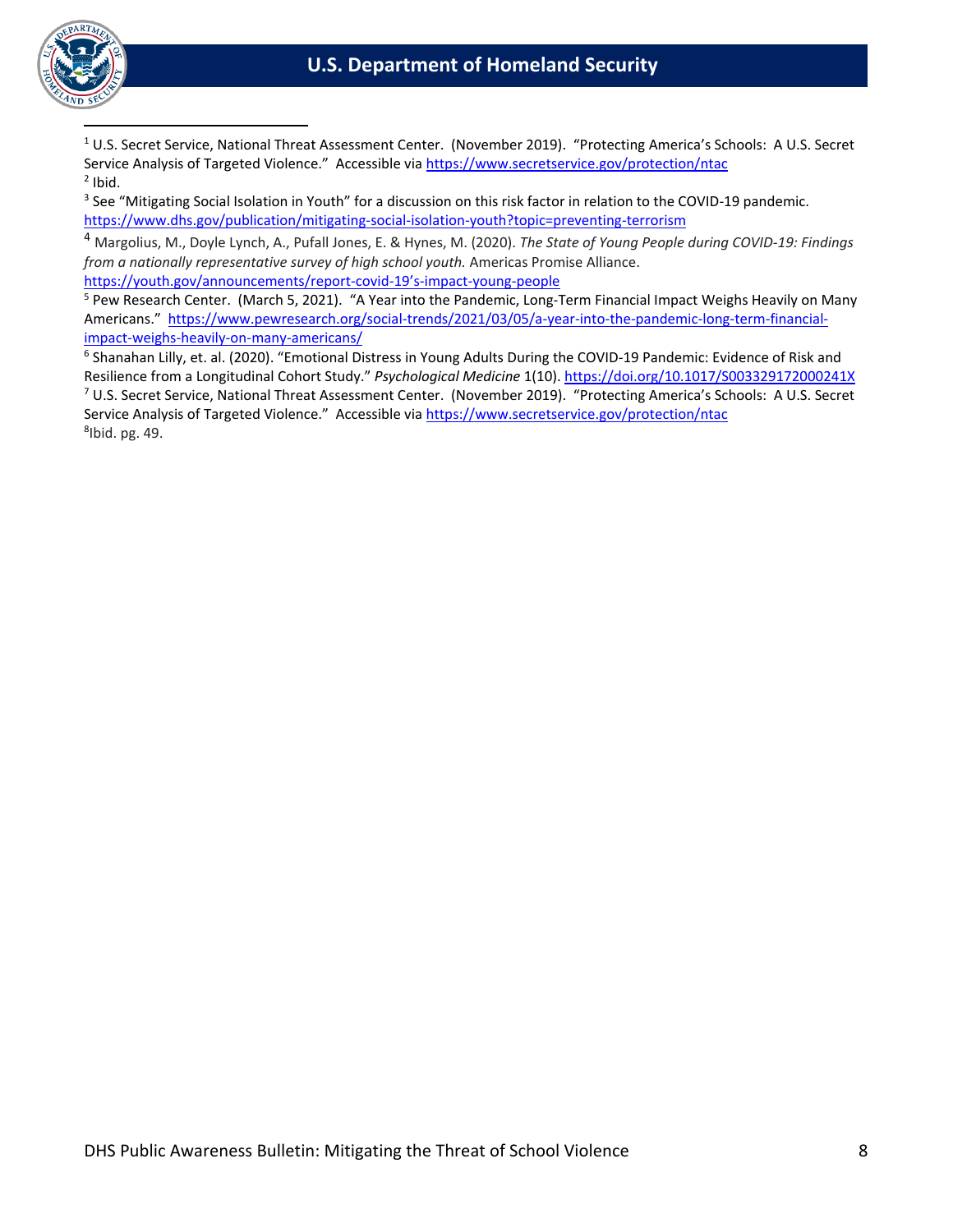[1] U.S. Secret Service, National Threat Assessment Center. (November 2019). "Protecting America's Schools: A U.S. Secret Service Analysis of Targeted Violence." Accessible via https://www.secretservice.gov/protection/ntac

[2] Ibid.

[3] See "Mitigating Social Isolation in Youth" for a discussion on this risk factor in relation to the COVID-19 pandemic. https://www.dhs.gov/publication/mitigating-social-isolation-youth?topic=preventing-terrorism

[4] Margolius, M., Doyle Lynch, A., Pufall Jones, E. & Hynes, M. (2020). *The State of Young People during COVID-19: Findings from a nationally representative survey of high school youth.* Americas Promise Alliance. https://youth.gov/announcements/report-covid-19's-impact-young-people

[5] Pew Research Center. (March 5, 2021). "A Year into the Pandemic, Long-Term Financial Impact Weighs Heavily on Many Americans." https://www.pewresearch.org/social-trends/2021/03/05/a-year-into-the-pandemic-long-term-financial-impact-weighs-heavily-on-many-americans/

[6] Shanahan Lilly, et. al. (2020). "Emotional Distress in Young Adults During the COVID-19 Pandemic: Evidence of Risk and Resilience from a Longitudinal Cohort Study." *Psychological Medicine* 1(10). https://doi.org/10.1017/S003329172000241X

[7] U.S. Secret Service, National Threat Assessment Center. (November 2019). "Protecting America's Schools: A U.S. Secret Service Analysis of Targeted Violence." Accessible via https://www.secretservice.gov/protection/ntac

[8] Ibid. pg. 49.